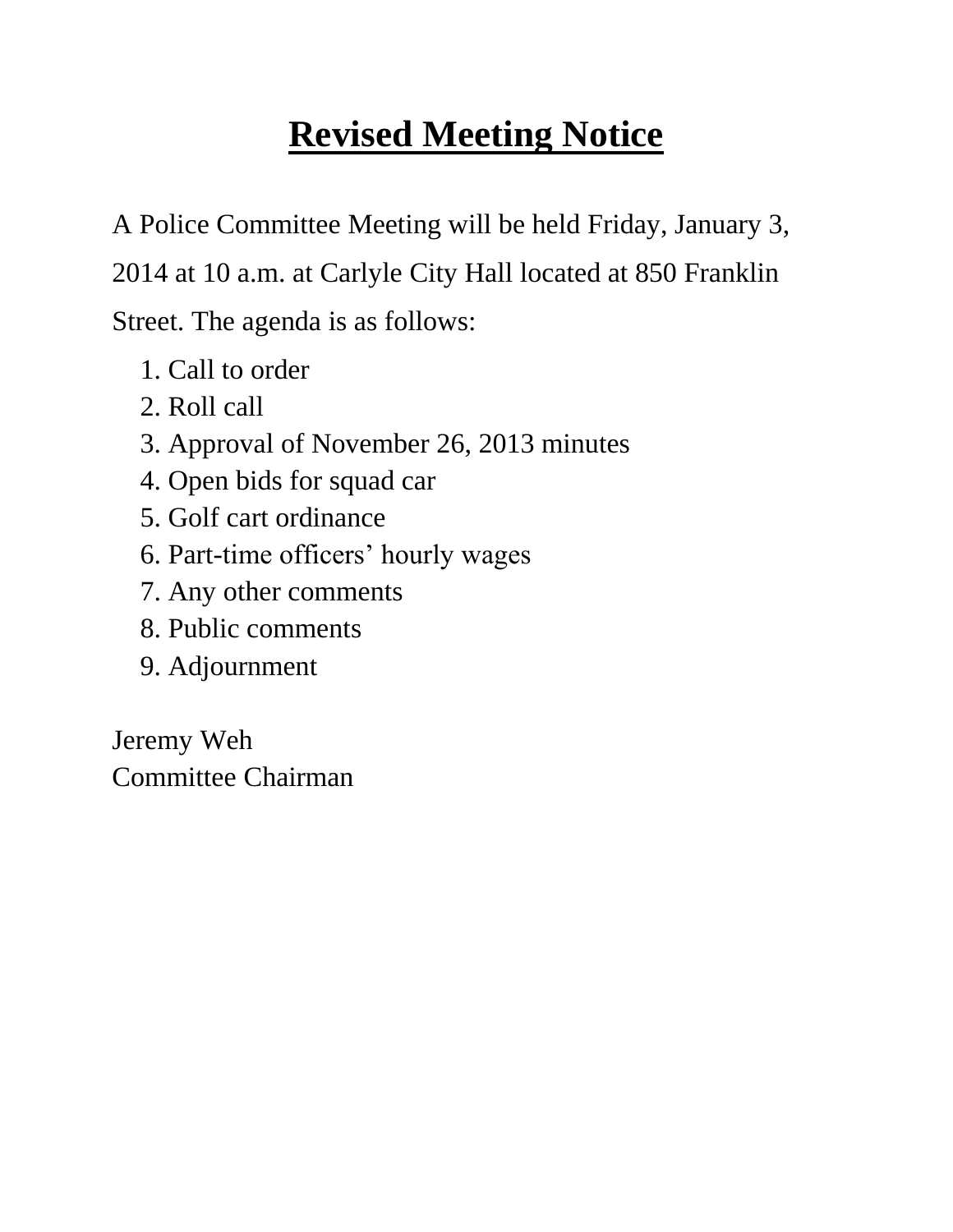# **Revised Meeting Notice**

A Police Committee Meeting will be held Friday, January 3, 2014 at 10 a.m. at Carlyle City Hall located at 850 Franklin Street. The agenda is as follows:

1. Call to order
2. Roll call
3. Approval of November 26, 2013 minutes
4. Open bids for squad car
5. Golf cart ordinance
6. Part-time officers' hourly wages
7. Any other comments
8. Public comments
9. Adjournment

Jeremy Weh
Committee Chairman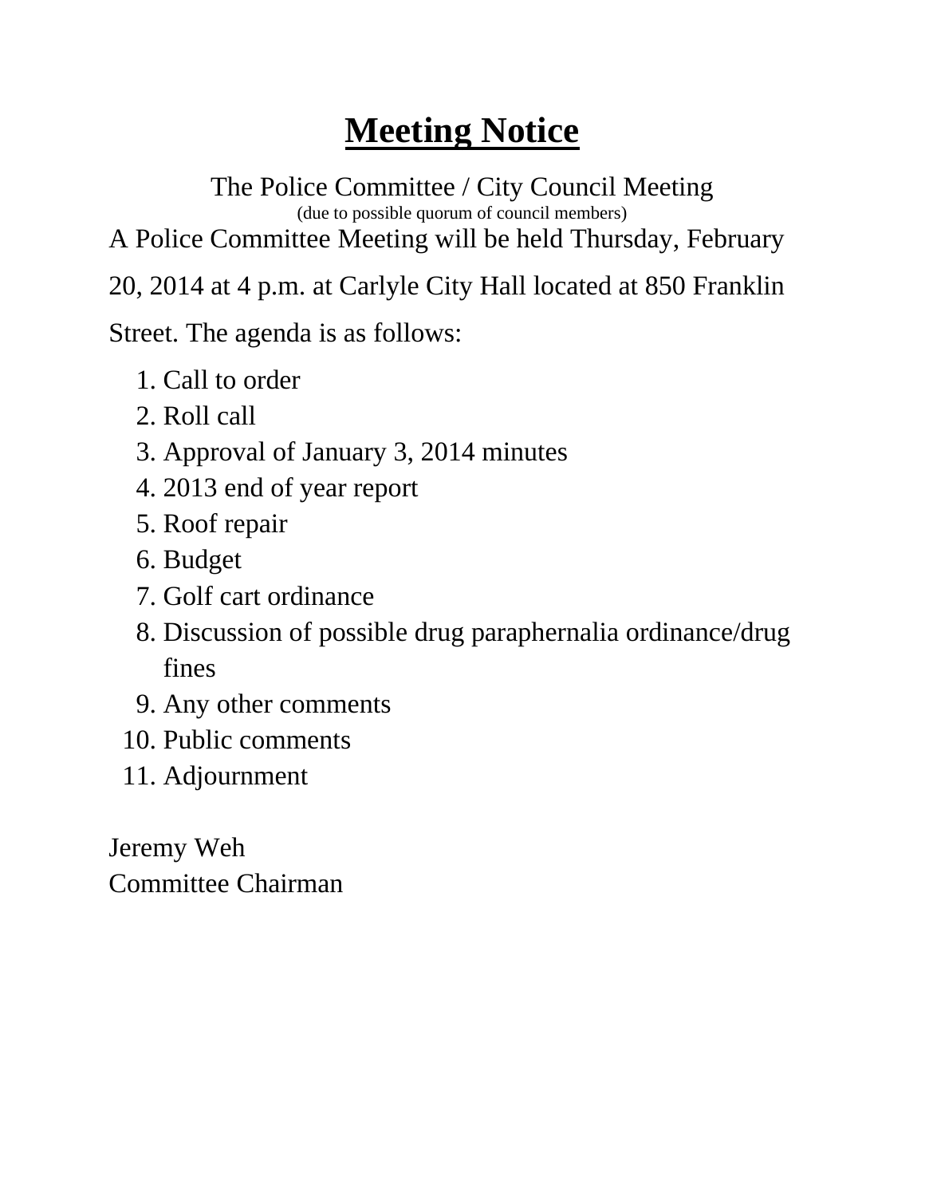# Meeting Notice

The Police Committee / City Council Meeting

(due to possible quorum of council members)

A Police Committee Meeting will be held Thursday, February 20, 2014 at 4 p.m. at Carlyle City Hall located at 850 Franklin Street. The agenda is as follows:

1. Call to order
2. Roll call
3. Approval of January 3, 2014 minutes
4. 2013 end of year report
5. Roof repair
6. Budget
7. Golf cart ordinance
8. Discussion of possible drug paraphernalia ordinance/drug fines
9. Any other comments
10. Public comments
11. Adjournment

Jeremy Weh
Committee Chairman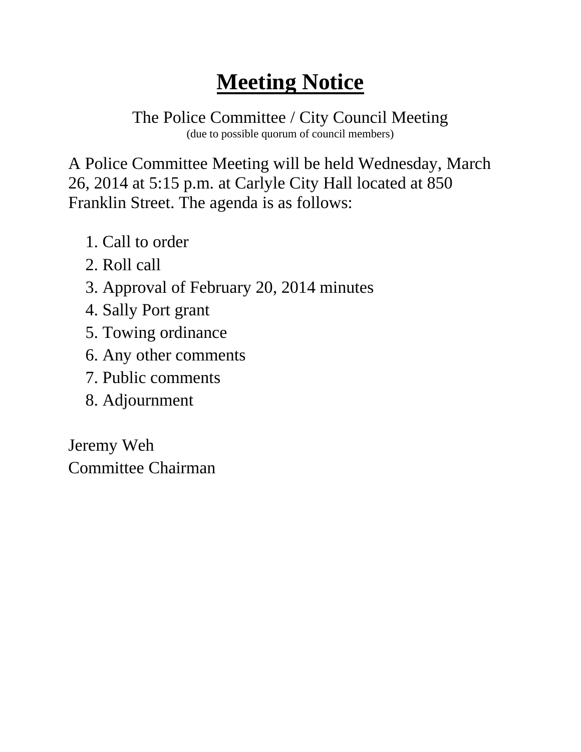# **Meeting Notice**

The Police Committee / City Council Meeting

(due to possible quorum of council members)

A Police Committee Meeting will be held Wednesday, March 26, 2014 at 5:15 p.m. at Carlyle City Hall located at 850 Franklin Street. The agenda is as follows:

1. Call to order
2. Roll call
3. Approval of February 20, 2014 minutes
4. Sally Port grant
5. Towing ordinance
6. Any other comments
7. Public comments
8. Adjournment

Jeremy Weh
Committee Chairman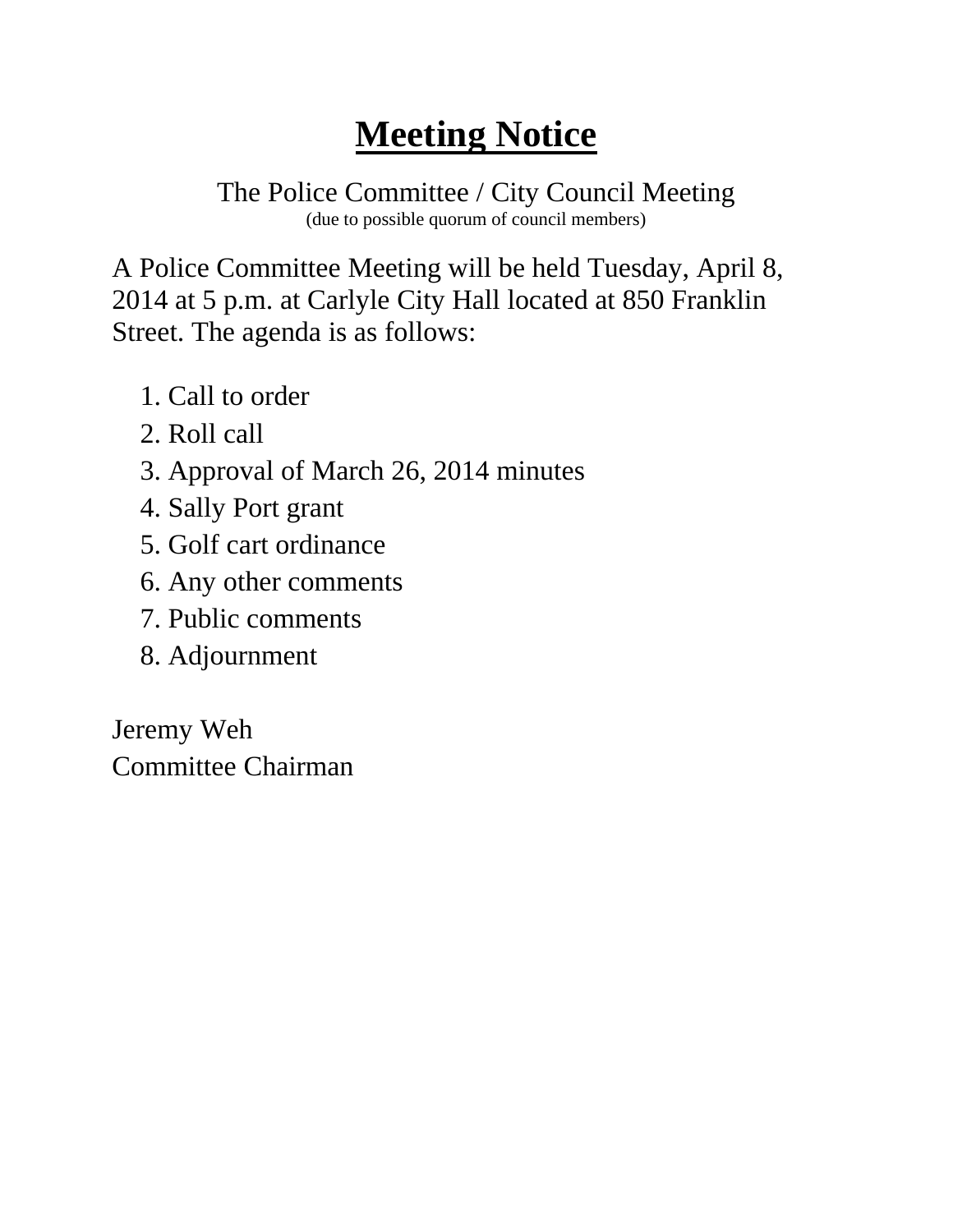# **Meeting Notice**

The Police Committee / City Council Meeting
(due to possible quorum of council members)

A Police Committee Meeting will be held Tuesday, April 8, 2014 at 5 p.m. at Carlyle City Hall located at 850 Franklin Street. The agenda is as follows:

1. Call to order
2. Roll call
3. Approval of March 26, 2014 minutes
4. Sally Port grant
5. Golf cart ordinance
6. Any other comments
7. Public comments
8. Adjournment

Jeremy Weh
Committee Chairman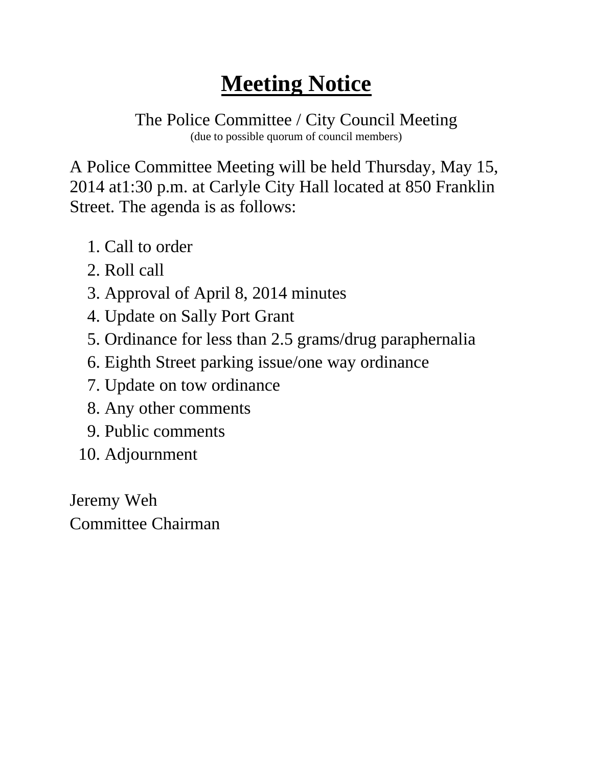# Meeting Notice

The Police Committee / City Council Meeting
(due to possible quorum of council members)

A Police Committee Meeting will be held Thursday, May 15, 2014 at1:30 p.m. at Carlyle City Hall located at 850 Franklin Street. The agenda is as follows:

1. Call to order
2. Roll call
3. Approval of April 8, 2014 minutes
4. Update on Sally Port Grant
5. Ordinance for less than 2.5 grams/drug paraphernalia
6. Eighth Street parking issue/one way ordinance
7. Update on tow ordinance
8. Any other comments
9. Public comments
10. Adjournment

Jeremy Weh
Committee Chairman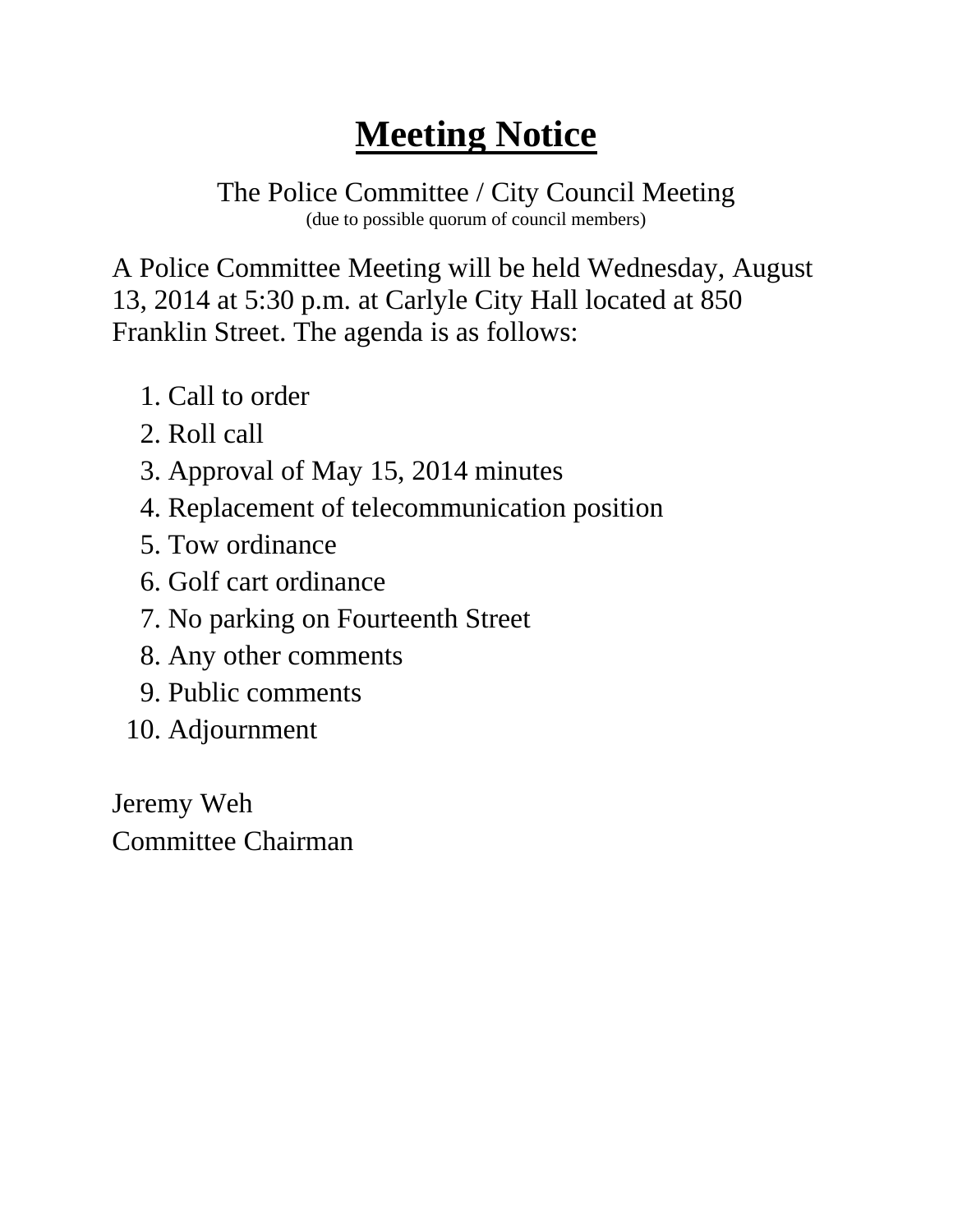# **Meeting Notice**

The Police Committee / City Council Meeting
(due to possible quorum of council members)

A Police Committee Meeting will be held Wednesday, August 13, 2014 at 5:30 p.m. at Carlyle City Hall located at 850 Franklin Street. The agenda is as follows:

1. Call to order
2. Roll call
3. Approval of May 15, 2014 minutes
4. Replacement of telecommunication position
5. Tow ordinance
6. Golf cart ordinance
7. No parking on Fourteenth Street
8. Any other comments
9. Public comments
10. Adjournment

Jeremy Weh
Committee Chairman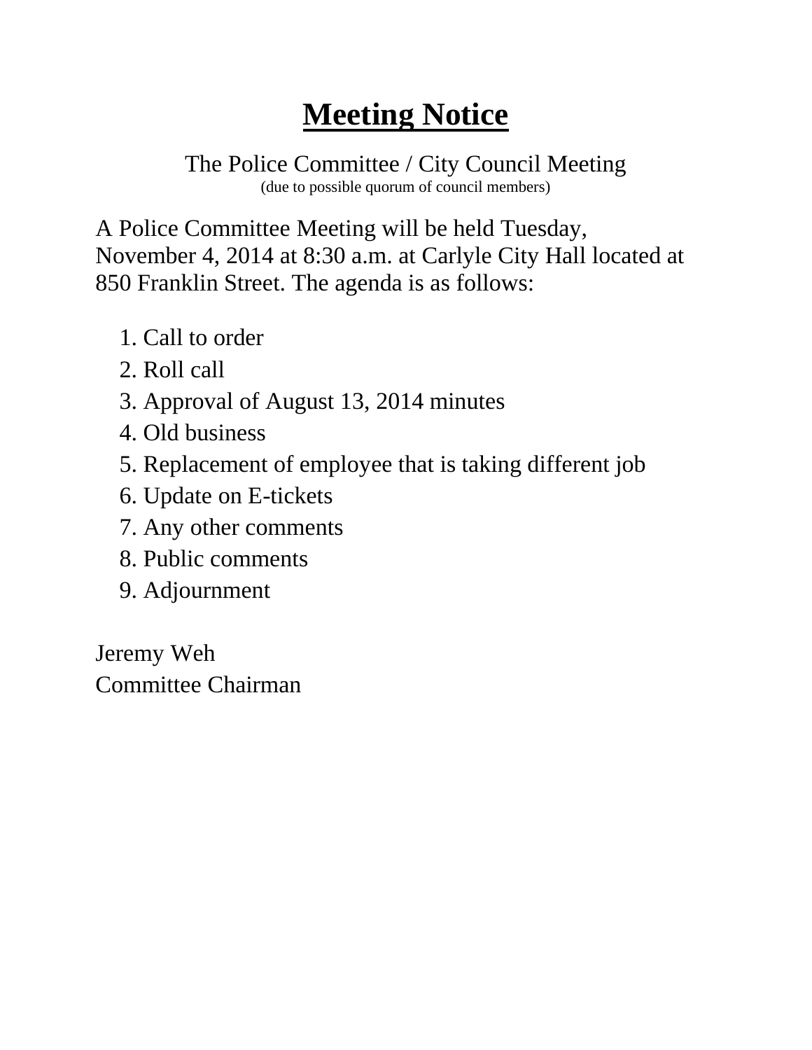# Meeting Notice

The Police Committee / City Council Meeting
(due to possible quorum of council members)

A Police Committee Meeting will be held Tuesday, November 4, 2014 at 8:30 a.m. at Carlyle City Hall located at 850 Franklin Street. The agenda is as follows:

1. Call to order
2. Roll call
3. Approval of August 13, 2014 minutes
4. Old business
5. Replacement of employee that is taking different job
6. Update on E-tickets
7. Any other comments
8. Public comments
9. Adjournment

Jeremy Weh
Committee Chairman